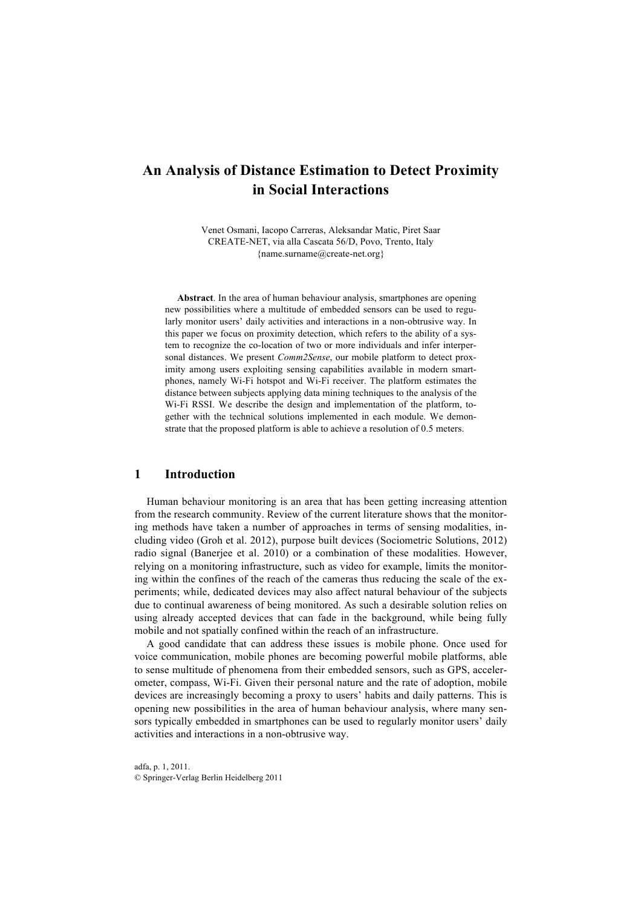# An Analysis of Distance Estimation to Detect Proximity in Social Interactions

Venet Osmani, Iacopo Carreras, Aleksandar Matic, Piret Saar
CREATE-NET, via alla Cascata 56/D, Povo, Trento, Italy
{name.surname@create-net.org}

**Abstract**. In the area of human behaviour analysis, smartphones are opening new possibilities where a multitude of embedded sensors can be used to regularly monitor users' daily activities and interactions in a non-obtrusive way. In this paper we focus on proximity detection, which refers to the ability of a system to recognize the co-location of two or more individuals and infer interpersonal distances. We present *Comm2Sense*, our mobile platform to detect proximity among users exploiting sensing capabilities available in modern smartphones, namely Wi-Fi hotspot and Wi-Fi receiver. The platform estimates the distance between subjects applying data mining techniques to the analysis of the Wi-Fi RSSI. We describe the design and implementation of the platform, together with the technical solutions implemented in each module. We demonstrate that the proposed platform is able to achieve a resolution of 0.5 meters.

## 1 Introduction

Human behaviour monitoring is an area that has been getting increasing attention from the research community. Review of the current literature shows that the monitoring methods have taken a number of approaches in terms of sensing modalities, including video (Groh et al. 2012), purpose built devices (Sociometric Solutions, 2012) radio signal (Banerjee et al. 2010) or a combination of these modalities. However, relying on a monitoring infrastructure, such as video for example, limits the monitoring within the confines of the reach of the cameras thus reducing the scale of the experiments; while, dedicated devices may also affect natural behaviour of the subjects due to continual awareness of being monitored. As such a desirable solution relies on using already accepted devices that can fade in the background, while being fully mobile and not spatially confined within the reach of an infrastructure.

A good candidate that can address these issues is mobile phone. Once used for voice communication, mobile phones are becoming powerful mobile platforms, able to sense multitude of phenomena from their embedded sensors, such as GPS, accelerometer, compass, Wi-Fi. Given their personal nature and the rate of adoption, mobile devices are increasingly becoming a proxy to users' habits and daily patterns. This is opening new possibilities in the area of human behaviour analysis, where many sensors typically embedded in smartphones can be used to regularly monitor users' daily activities and interactions in a non-obtrusive way.

adfa, p. 1, 2011.
© Springer-Verlag Berlin Heidelberg 2011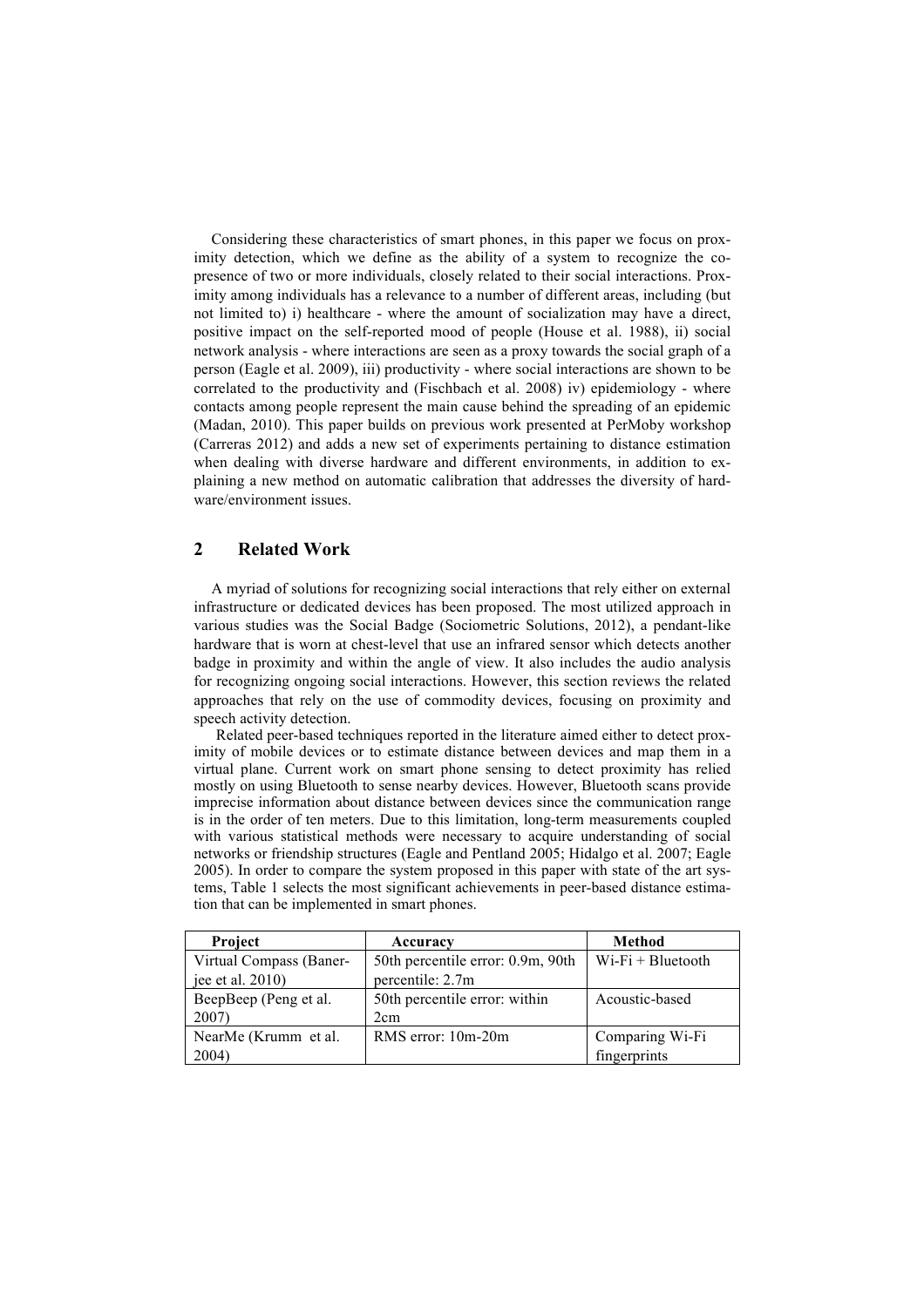Considering these characteristics of smart phones, in this paper we focus on proximity detection, which we define as the ability of a system to recognize the co-presence of two or more individuals, closely related to their social interactions. Proximity among individuals has a relevance to a number of different areas, including (but not limited to) i) healthcare - where the amount of socialization may have a direct, positive impact on the self-reported mood of people (House et al. 1988), ii) social network analysis - where interactions are seen as a proxy towards the social graph of a person (Eagle et al. 2009), iii) productivity - where social interactions are shown to be correlated to the productivity and (Fischbach et al. 2008) iv) epidemiology - where contacts among people represent the main cause behind the spreading of an epidemic (Madan, 2010). This paper builds on previous work presented at PerMoby workshop (Carreras 2012) and adds a new set of experiments pertaining to distance estimation when dealing with diverse hardware and different environments, in addition to explaining a new method on automatic calibration that addresses the diversity of hardware/environment issues.

## 2 Related Work

A myriad of solutions for recognizing social interactions that rely either on external infrastructure or dedicated devices has been proposed. The most utilized approach in various studies was the Social Badge (Sociometric Solutions, 2012), a pendant-like hardware that is worn at chest-level that use an infrared sensor which detects another badge in proximity and within the angle of view. It also includes the audio analysis for recognizing ongoing social interactions. However, this section reviews the related approaches that rely on the use of commodity devices, focusing on proximity and speech activity detection.

Related peer-based techniques reported in the literature aimed either to detect proximity of mobile devices or to estimate distance between devices and map them in a virtual plane. Current work on smart phone sensing to detect proximity has relied mostly on using Bluetooth to sense nearby devices. However, Bluetooth scans provide imprecise information about distance between devices since the communication range is in the order of ten meters. Due to this limitation, long-term measurements coupled with various statistical methods were necessary to acquire understanding of social networks or friendship structures (Eagle and Pentland 2005; Hidalgo et al. 2007; Eagle 2005). In order to compare the system proposed in this paper with state of the art systems, Table 1 selects the most significant achievements in peer-based distance estimation that can be implemented in smart phones.

| Project | Accuracy | Method |
|---|---|---|
| Virtual Compass (Banerjee et al. 2010) | 50th percentile error: 0.9m, 90th percentile: 2.7m | Wi-Fi + Bluetooth |
| BeepBeep (Peng et al. 2007) | 50th percentile error: within 2cm | Acoustic-based |
| NearMe (Krumm et al. 2004) | RMS error: 10m-20m | Comparing Wi-Fi fingerprints |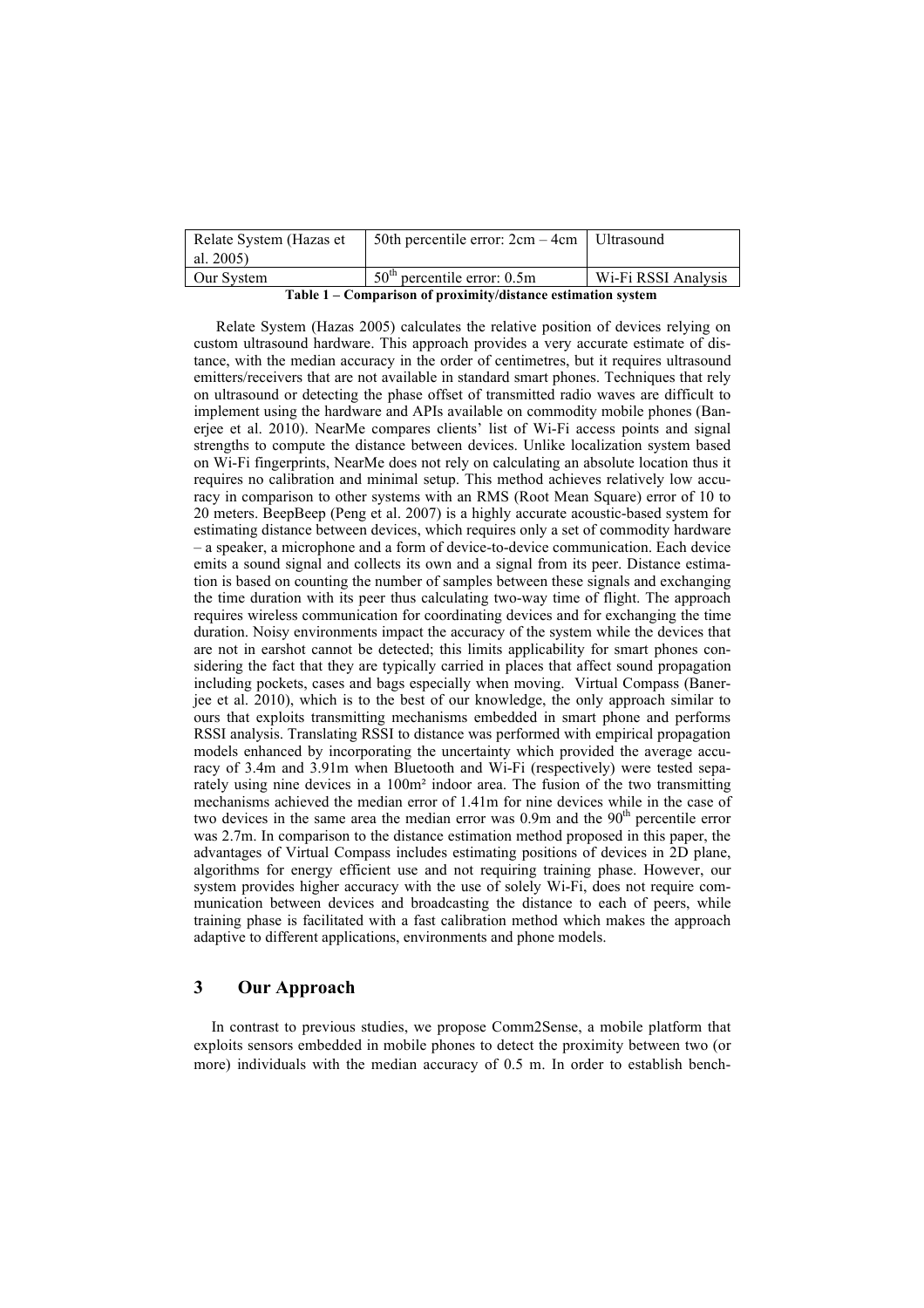| Relate System (Hazas et al. 2005) | 50th percentile error: 2cm – 4cm | Ultrasound |
|---|---|---|
| Our System | 50[th] percentile error: 0.5m | Wi-Fi RSSI Analysis |

**Table 1 – Comparison of proximity/distance estimation system**

Relate System (Hazas 2005) calculates the relative position of devices relying on custom ultrasound hardware. This approach provides a very accurate estimate of distance, with the median accuracy in the order of centimetres, but it requires ultrasound emitters/receivers that are not available in standard smart phones. Techniques that rely on ultrasound or detecting the phase offset of transmitted radio waves are difficult to implement using the hardware and APIs available on commodity mobile phones (Banerjee et al. 2010). NearMe compares clients' list of Wi-Fi access points and signal strengths to compute the distance between devices. Unlike localization system based on Wi-Fi fingerprints, NearMe does not rely on calculating an absolute location thus it requires no calibration and minimal setup. This method achieves relatively low accuracy in comparison to other systems with an RMS (Root Mean Square) error of 10 to 20 meters. BeepBeep (Peng et al. 2007) is a highly accurate acoustic-based system for estimating distance between devices, which requires only a set of commodity hardware – a speaker, a microphone and a form of device-to-device communication. Each device emits a sound signal and collects its own and a signal from its peer. Distance estimation is based on counting the number of samples between these signals and exchanging the time duration with its peer thus calculating two-way time of flight. The approach requires wireless communication for coordinating devices and for exchanging the time duration. Noisy environments impact the accuracy of the system while the devices that are not in earshot cannot be detected; this limits applicability for smart phones considering the fact that they are typically carried in places that affect sound propagation including pockets, cases and bags especially when moving. Virtual Compass (Banerjee et al. 2010), which is to the best of our knowledge, the only approach similar to ours that exploits transmitting mechanisms embedded in smart phone and performs RSSI analysis. Translating RSSI to distance was performed with empirical propagation models enhanced by incorporating the uncertainty which provided the average accuracy of 3.4m and 3.91m when Bluetooth and Wi-Fi (respectively) were tested separately using nine devices in a 100m² indoor area. The fusion of the two transmitting mechanisms achieved the median error of 1.41m for nine devices while in the case of two devices in the same area the median error was 0.9m and the 90[th] percentile error was 2.7m. In comparison to the distance estimation method proposed in this paper, the advantages of Virtual Compass includes estimating positions of devices in 2D plane, algorithms for energy efficient use and not requiring training phase. However, our system provides higher accuracy with the use of solely Wi-Fi, does not require communication between devices and broadcasting the distance to each of peers, while training phase is facilitated with a fast calibration method which makes the approach adaptive to different applications, environments and phone models.

## 3 Our Approach

In contrast to previous studies, we propose Comm2Sense, a mobile platform that exploits sensors embedded in mobile phones to detect the proximity between two (or more) individuals with the median accuracy of 0.5 m. In order to establish bench-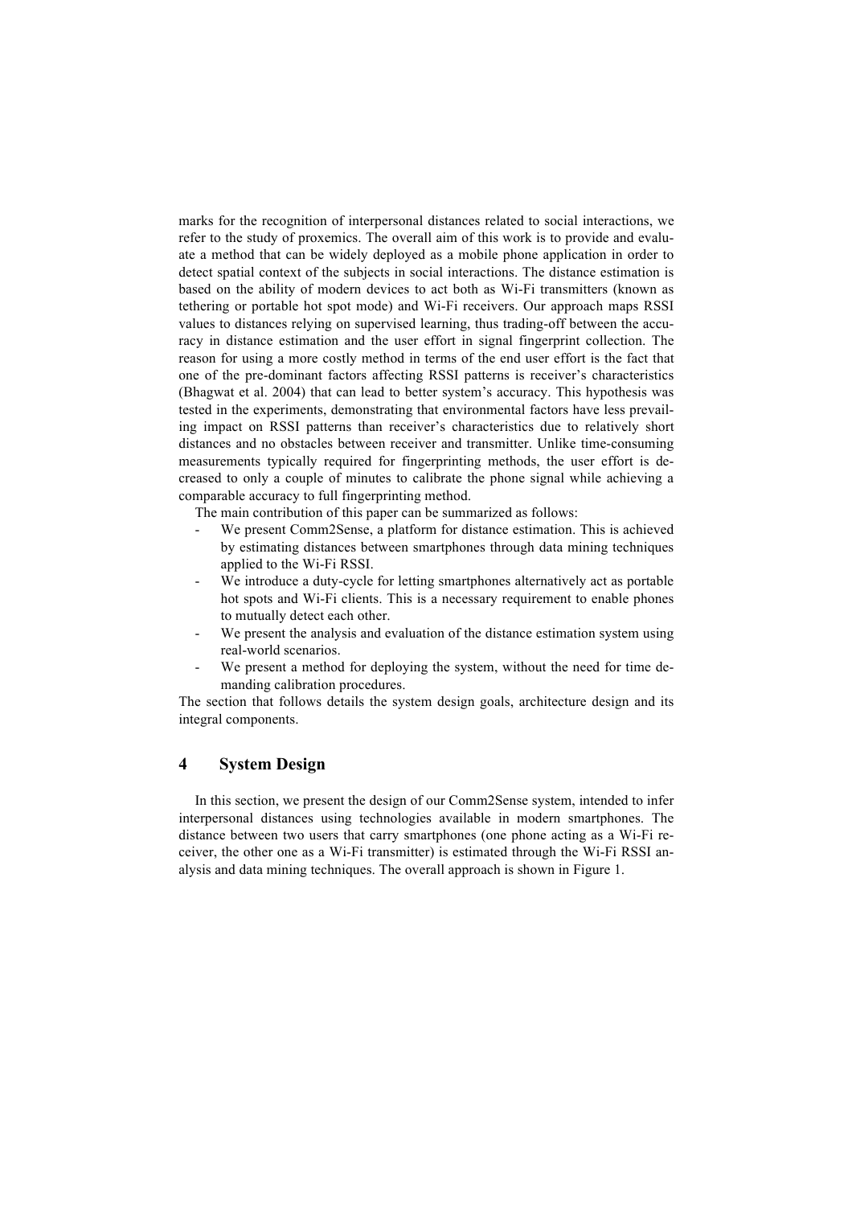marks for the recognition of interpersonal distances related to social interactions, we refer to the study of proxemics. The overall aim of this work is to provide and evaluate a method that can be widely deployed as a mobile phone application in order to detect spatial context of the subjects in social interactions. The distance estimation is based on the ability of modern devices to act both as Wi-Fi transmitters (known as tethering or portable hot spot mode) and Wi-Fi receivers. Our approach maps RSSI values to distances relying on supervised learning, thus trading-off between the accuracy in distance estimation and the user effort in signal fingerprint collection. The reason for using a more costly method in terms of the end user effort is the fact that one of the pre-dominant factors affecting RSSI patterns is receiver's characteristics (Bhagwat et al. 2004) that can lead to better system's accuracy. This hypothesis was tested in the experiments, demonstrating that environmental factors have less prevailing impact on RSSI patterns than receiver's characteristics due to relatively short distances and no obstacles between receiver and transmitter. Unlike time-consuming measurements typically required for fingerprinting methods, the user effort is decreased to only a couple of minutes to calibrate the phone signal while achieving a comparable accuracy to full fingerprinting method.

The main contribution of this paper can be summarized as follows:

- We present Comm2Sense, a platform for distance estimation. This is achieved by estimating distances between smartphones through data mining techniques applied to the Wi-Fi RSSI.
- We introduce a duty-cycle for letting smartphones alternatively act as portable hot spots and Wi-Fi clients. This is a necessary requirement to enable phones to mutually detect each other.
- We present the analysis and evaluation of the distance estimation system using real-world scenarios.
- We present a method for deploying the system, without the need for time demanding calibration procedures.

The section that follows details the system design goals, architecture design and its integral components.

# 4 System Design

In this section, we present the design of our Comm2Sense system, intended to infer interpersonal distances using technologies available in modern smartphones. The distance between two users that carry smartphones (one phone acting as a Wi-Fi receiver, the other one as a Wi-Fi transmitter) is estimated through the Wi-Fi RSSI analysis and data mining techniques. The overall approach is shown in Figure 1.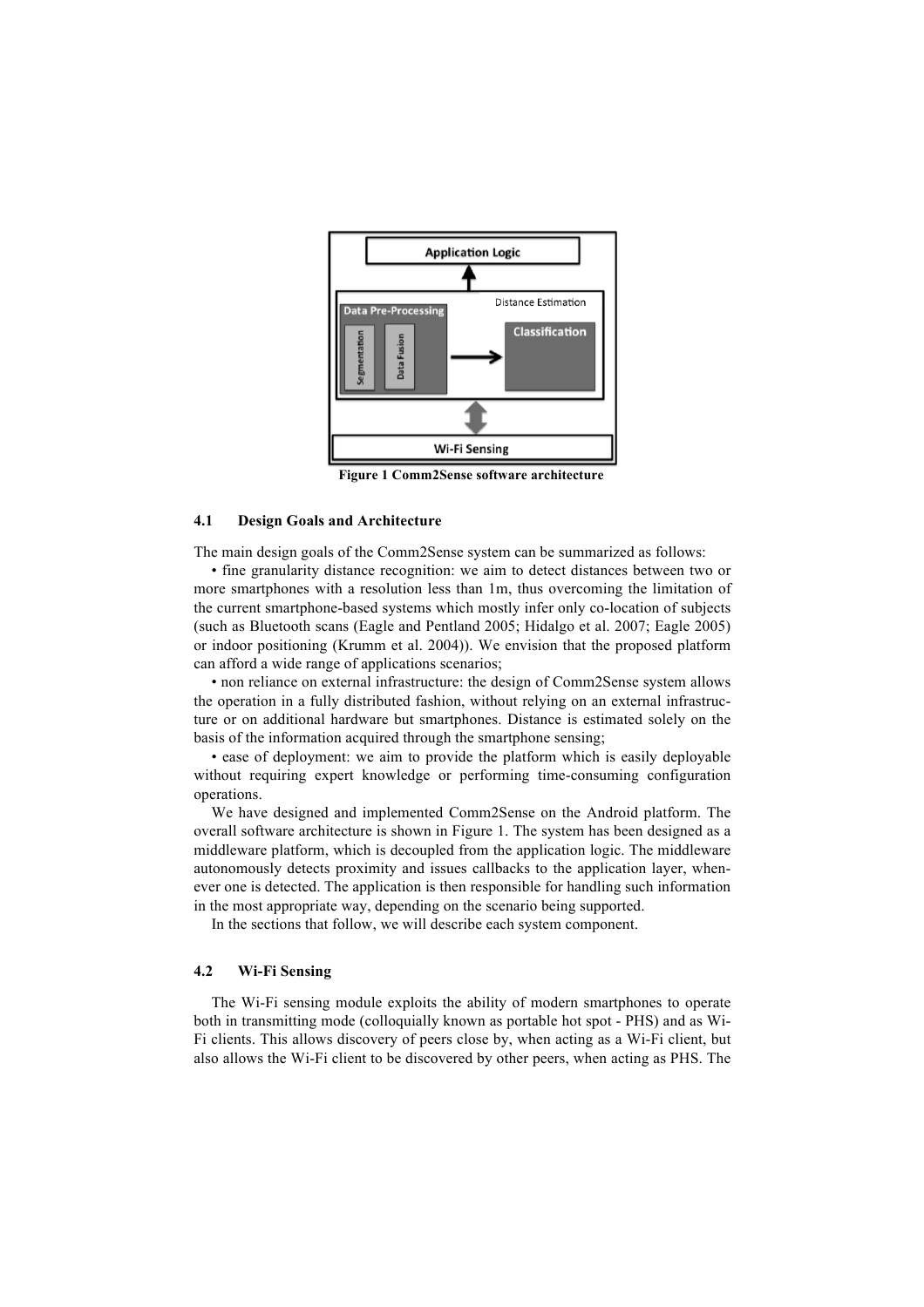Figure 1 Comm2Sense software architecture

### 4.1 Design Goals and Architecture

The main design goals of the Comm2Sense system can be summarized as follows:

• fine granularity distance recognition: we aim to detect distances between two or more smartphones with a resolution less than 1m, thus overcoming the limitation of the current smartphone-based systems which mostly infer only co-location of subjects (such as Bluetooth scans (Eagle and Pentland 2005; Hidalgo et al. 2007; Eagle 2005) or indoor positioning (Krumm et al. 2004)). We envision that the proposed platform can afford a wide range of applications scenarios;

• non reliance on external infrastructure: the design of Comm2Sense system allows the operation in a fully distributed fashion, without relying on an external infrastructure or on additional hardware but smartphones. Distance is estimated solely on the basis of the information acquired through the smartphone sensing;

• ease of deployment: we aim to provide the platform which is easily deployable without requiring expert knowledge or performing time-consuming configuration operations.

We have designed and implemented Comm2Sense on the Android platform. The overall software architecture is shown in Figure 1. The system has been designed as a middleware platform, which is decoupled from the application logic. The middleware autonomously detects proximity and issues callbacks to the application layer, whenever one is detected. The application is then responsible for handling such information in the most appropriate way, depending on the scenario being supported.

In the sections that follow, we will describe each system component.

### 4.2 Wi-Fi Sensing

The Wi-Fi sensing module exploits the ability of modern smartphones to operate both in transmitting mode (colloquially known as portable hot spot - PHS) and as Wi-Fi clients. This allows discovery of peers close by, when acting as a Wi-Fi client, but also allows the Wi-Fi client to be discovered by other peers, when acting as PHS. The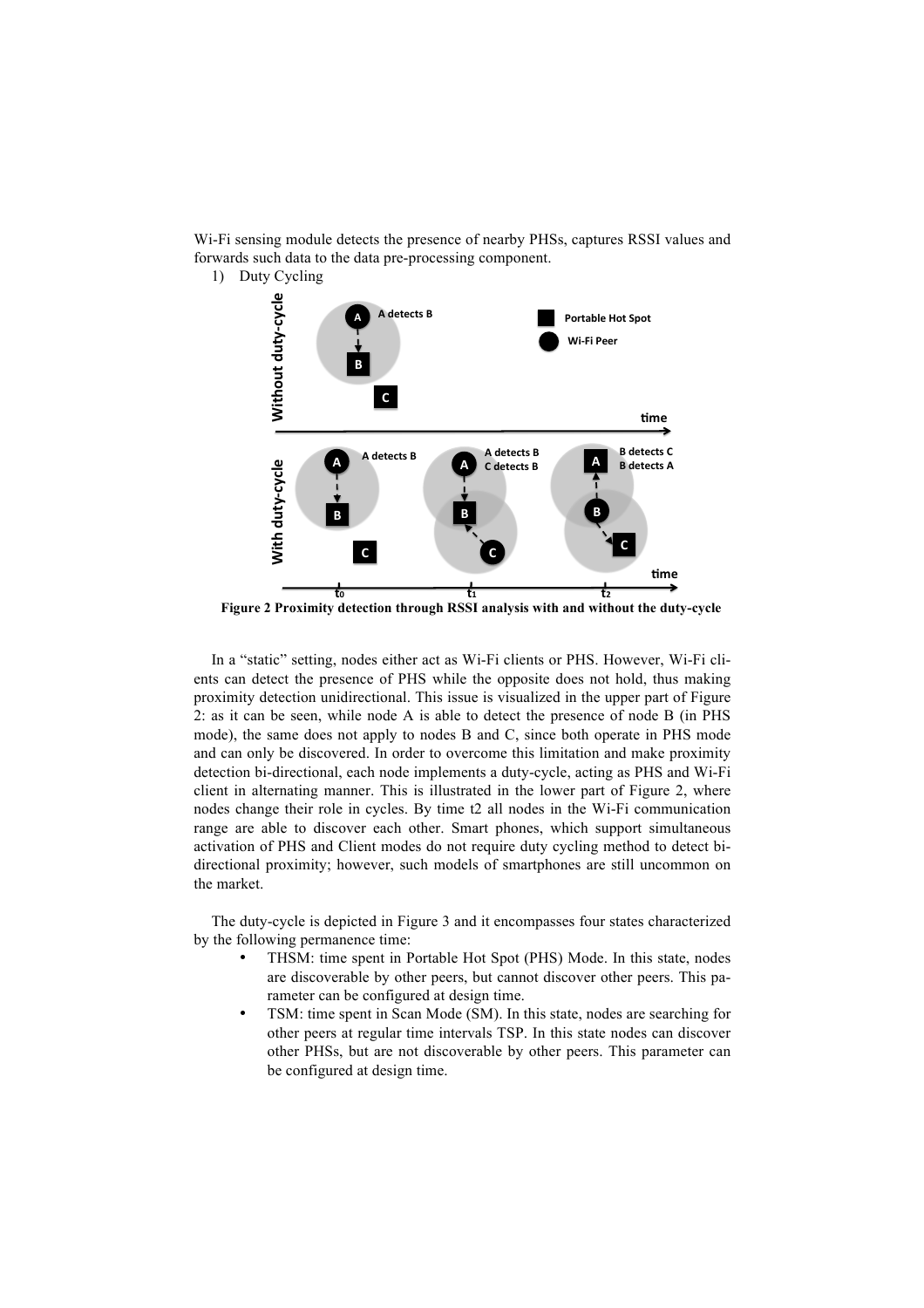Wi-Fi sensing module detects the presence of nearby PHSs, captures RSSI values and forwards such data to the data pre-processing component.

1) Duty Cycling

**Figure 2 Proximity detection through RSSI analysis with and without the duty-cycle**

In a "static" setting, nodes either act as Wi-Fi clients or PHS. However, Wi-Fi clients can detect the presence of PHS while the opposite does not hold, thus making proximity detection unidirectional. This issue is visualized in the upper part of Figure 2: as it can be seen, while node A is able to detect the presence of node B (in PHS mode), the same does not apply to nodes B and C, since both operate in PHS mode and can only be discovered. In order to overcome this limitation and make proximity detection bi-directional, each node implements a duty-cycle, acting as PHS and Wi-Fi client in alternating manner. This is illustrated in the lower part of Figure 2, where nodes change their role in cycles. By time t2 all nodes in the Wi-Fi communication range are able to discover each other. Smart phones, which support simultaneous activation of PHS and Client modes do not require duty cycling method to detect bi-directional proximity; however, such models of smartphones are still uncommon on the market.

The duty-cycle is depicted in Figure 3 and it encompasses four states characterized by the following permanence time:

- THSM: time spent in Portable Hot Spot (PHS) Mode. In this state, nodes are discoverable by other peers, but cannot discover other peers. This parameter can be configured at design time.
- TSM: time spent in Scan Mode (SM). In this state, nodes are searching for other peers at regular time intervals TSP. In this state nodes can discover other PHSs, but are not discoverable by other peers. This parameter can be configured at design time.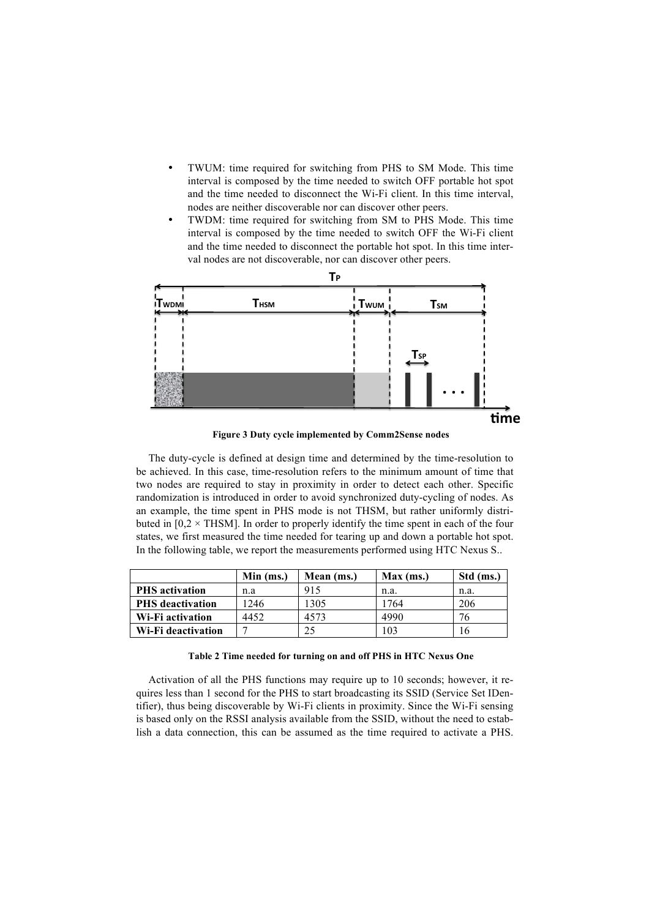- TWUM: time required for switching from PHS to SM Mode. This time interval is composed by the time needed to switch OFF portable hot spot and the time needed to disconnect the Wi-Fi client. In this time interval, nodes are neither discoverable nor can discover other peers.
- TWDM: time required for switching from SM to PHS Mode. This time interval is composed by the time needed to switch OFF the Wi-Fi client and the time needed to disconnect the portable hot spot. In this time interval nodes are not discoverable, nor can discover other peers.

**Figure 3 Duty cycle implemented by Comm2Sense nodes**

The duty-cycle is defined at design time and determined by the time-resolution to be achieved. In this case, time-resolution refers to the minimum amount of time that two nodes are required to stay in proximity in order to detect each other. Specific randomization is introduced in order to avoid synchronized duty-cycling of nodes. As an example, the time spent in PHS mode is not THSM, but rather uniformly distributed in [0,2 × THSM]. In order to properly identify the time spent in each of the four states, we first measured the time needed for tearing up and down a portable hot spot. In the following table, we report the measurements performed using HTC Nexus S..

| | Min (ms.) | Mean (ms.) | Max (ms.) | Std (ms.) |
|---|---|---|---|---|
| **PHS activation** | n.a | 915 | n.a. | n.a. |
| **PHS deactivation** | 1246 | 1305 | 1764 | 206 |
| **Wi-Fi activation** | 4452 | 4573 | 4990 | 76 |
| **Wi-Fi deactivation** | 7 | 25 | 103 | 16 |

**Table 2 Time needed for turning on and off PHS in HTC Nexus One**

Activation of all the PHS functions may require up to 10 seconds; however, it requires less than 1 second for the PHS to start broadcasting its SSID (Service Set IDentifier), thus being discoverable by Wi-Fi clients in proximity. Since the Wi-Fi sensing is based only on the RSSI analysis available from the SSID, without the need to establish a data connection, this can be assumed as the time required to activate a PHS.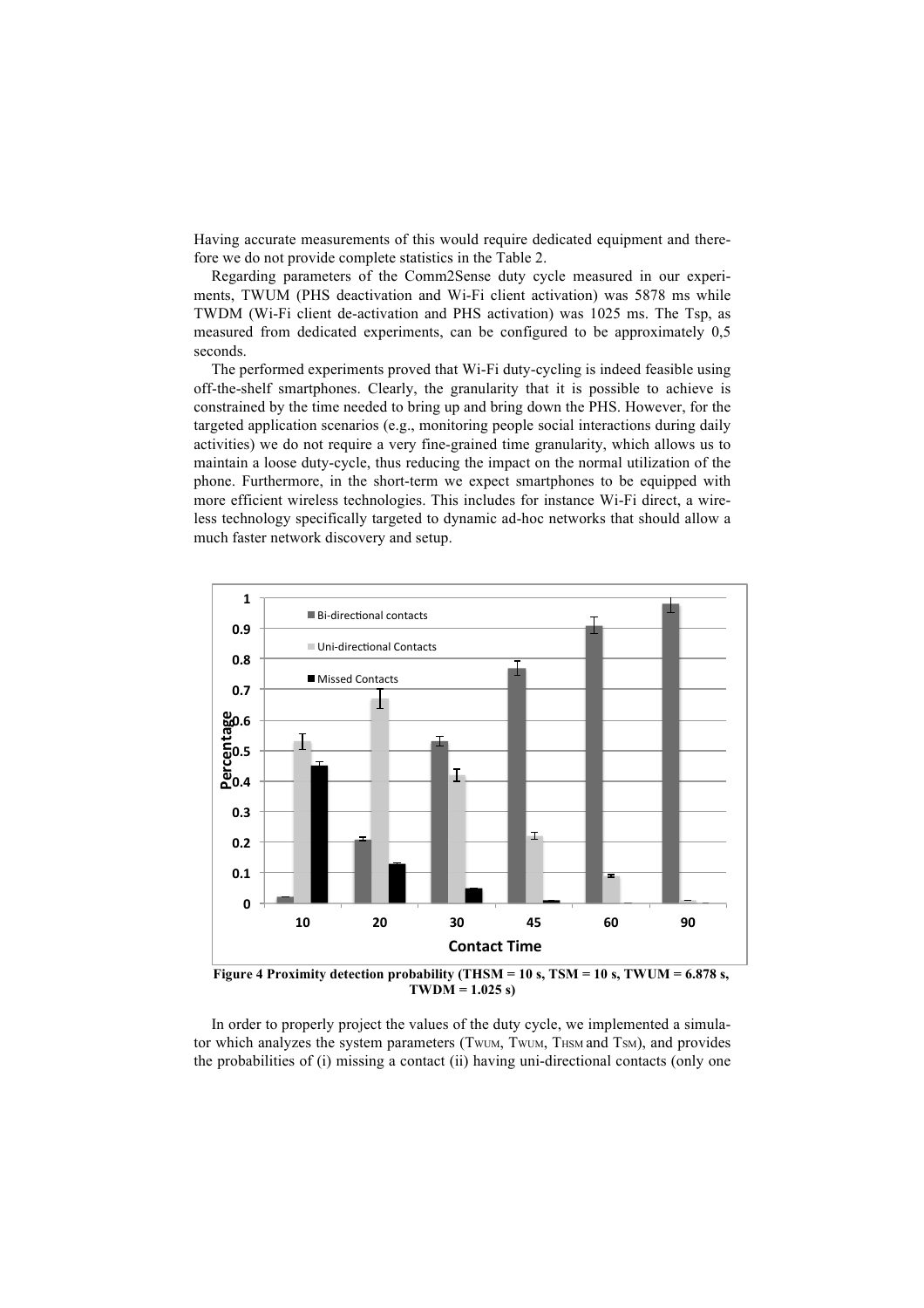Having accurate measurements of this would require dedicated equipment and therefore we do not provide complete statistics in the Table 2.

Regarding parameters of the Comm2Sense duty cycle measured in our experiments, TWUM (PHS deactivation and Wi-Fi client activation) was 5878 ms while TWDM (Wi-Fi client de-activation and PHS activation) was 1025 ms. The Tsp, as measured from dedicated experiments, can be configured to be approximately 0,5 seconds.

The performed experiments proved that Wi-Fi duty-cycling is indeed feasible using off-the-shelf smartphones. Clearly, the granularity that it is possible to achieve is constrained by the time needed to bring up and bring down the PHS. However, for the targeted application scenarios (e.g., monitoring people social interactions during daily activities) we do not require a very fine-grained time granularity, which allows us to maintain a loose duty-cycle, thus reducing the impact on the normal utilization of the phone. Furthermore, in the short-term we expect smartphones to be equipped with more efficient wireless technologies. This includes for instance Wi-Fi direct, a wireless technology specifically targeted to dynamic ad-hoc networks that should allow a much faster network discovery and setup.

**Figure 4 Proximity detection probability (THSM = 10 s, TSM = 10 s, TWUM = 6.878 s, TWDM = 1.025 s)**

In order to properly project the values of the duty cycle, we implemented a simulator which analyzes the system parameters ($T_{WUM}$, $T_{WUM}$, $T_{HSM}$ and $T_{SM}$), and provides the probabilities of (i) missing a contact (ii) having uni-directional contacts (only one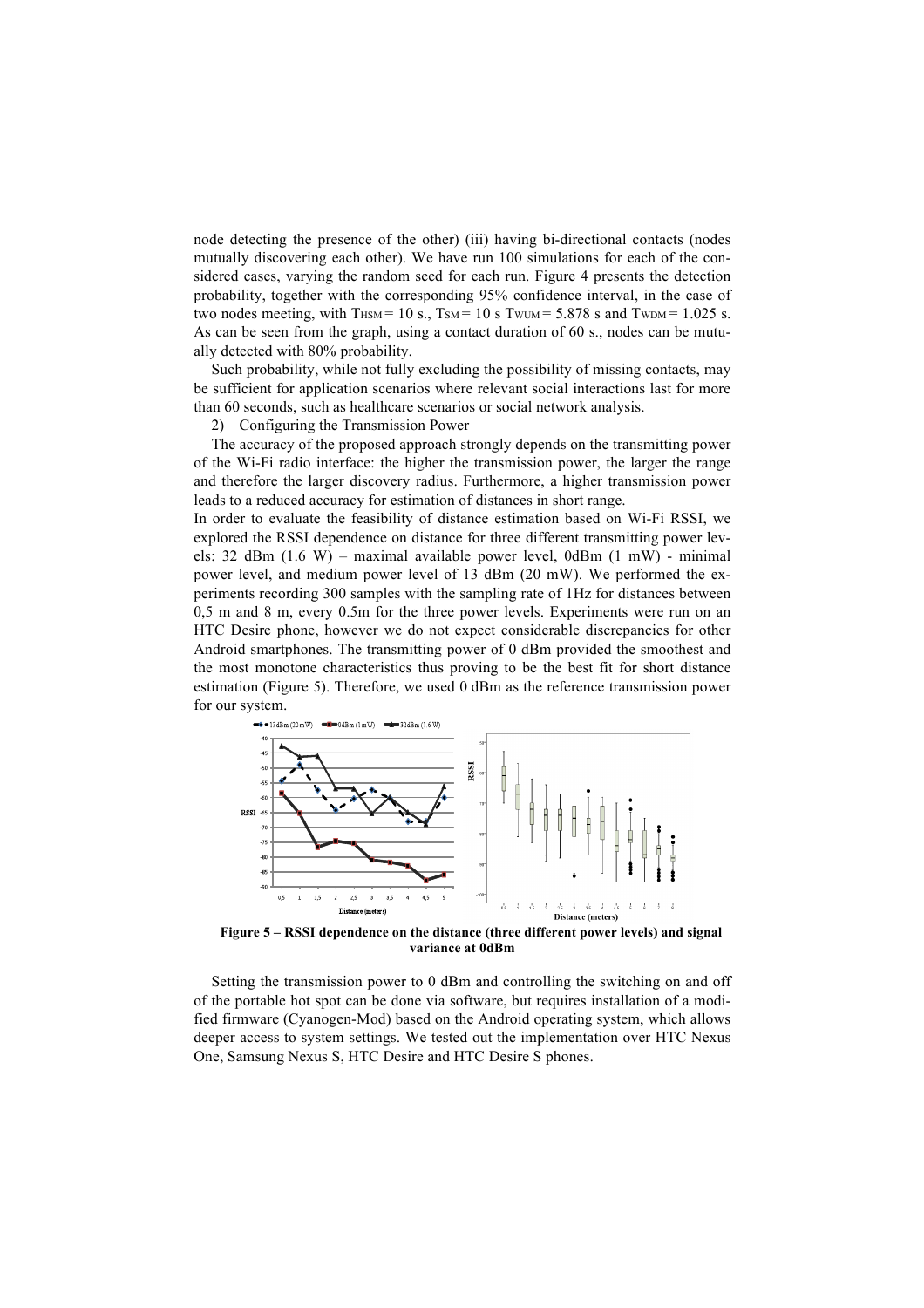node detecting the presence of the other) (iii) having bi-directional contacts (nodes mutually discovering each other). We have run 100 simulations for each of the considered cases, varying the random seed for each run. Figure 4 presents the detection probability, together with the corresponding 95% confidence interval, in the case of two nodes meeting, with $T_{HSM} = 10$ s., $T_{SM} = 10$ s $T_{WUM} = 5.878$ s and $T_{WDM} = 1.025$ s. As can be seen from the graph, using a contact duration of 60 s., nodes can be mutually detected with 80% probability.

Such probability, while not fully excluding the possibility of missing contacts, may be sufficient for application scenarios where relevant social interactions last for more than 60 seconds, such as healthcare scenarios or social network analysis.

2) Configuring the Transmission Power

The accuracy of the proposed approach strongly depends on the transmitting power of the Wi-Fi radio interface: the higher the transmission power, the larger the range and therefore the larger discovery radius. Furthermore, a higher transmission power leads to a reduced accuracy for estimation of distances in short range.

In order to evaluate the feasibility of distance estimation based on Wi-Fi RSSI, we explored the RSSI dependence on distance for three different transmitting power levels: 32 dBm (1.6 W) – maximal available power level, 0dBm (1 mW) - minimal power level, and medium power level of 13 dBm (20 mW). We performed the experiments recording 300 samples with the sampling rate of 1Hz for distances between 0,5 m and 8 m, every 0.5m for the three power levels. Experiments were run on an HTC Desire phone, however we do not expect considerable discrepancies for other Android smartphones. The transmitting power of 0 dBm provided the smoothest and the most monotone characteristics thus proving to be the best fit for short distance estimation (Figure 5). Therefore, we used 0 dBm as the reference transmission power for our system.

**Figure 5 – RSSI dependence on the distance (three different power levels) and signal variance at 0dBm**

Setting the transmission power to 0 dBm and controlling the switching on and off of the portable hot spot can be done via software, but requires installation of a modified firmware (Cyanogen-Mod) based on the Android operating system, which allows deeper access to system settings. We tested out the implementation over HTC Nexus One, Samsung Nexus S, HTC Desire and HTC Desire S phones.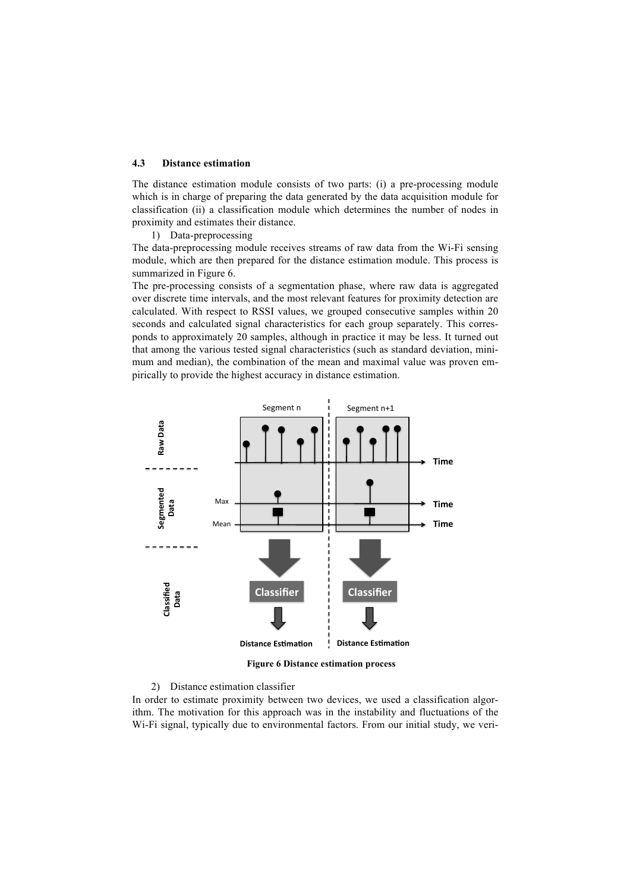### 4.3 Distance estimation

The distance estimation module consists of two parts: (i) a pre-processing module which is in charge of preparing the data generated by the data acquisition module for classification (ii) a classification module which determines the number of nodes in proximity and estimates their distance.

1) Data-preprocessing

The data-preprocessing module receives streams of raw data from the Wi-Fi sensing module, which are then prepared for the distance estimation module. This process is summarized in Figure 6.

The pre-processing consists of a segmentation phase, where raw data is aggregated over discrete time intervals, and the most relevant features for proximity detection are calculated. With respect to RSSI values, we grouped consecutive samples within 20 seconds and calculated signal characteristics for each group separately. This corresponds to approximately 20 samples, although in practice it may be less. It turned out that among the various tested signal characteristics (such as standard deviation, minimum and median), the combination of the mean and maximal value was proven empirically to provide the highest accuracy in distance estimation.

**Figure 6 Distance estimation process**

2) Distance estimation classifier

In order to estimate proximity between two devices, we used a classification algorithm. The motivation for this approach was in the instability and fluctuations of the Wi-Fi signal, typically due to environmental factors. From our initial study, we veri-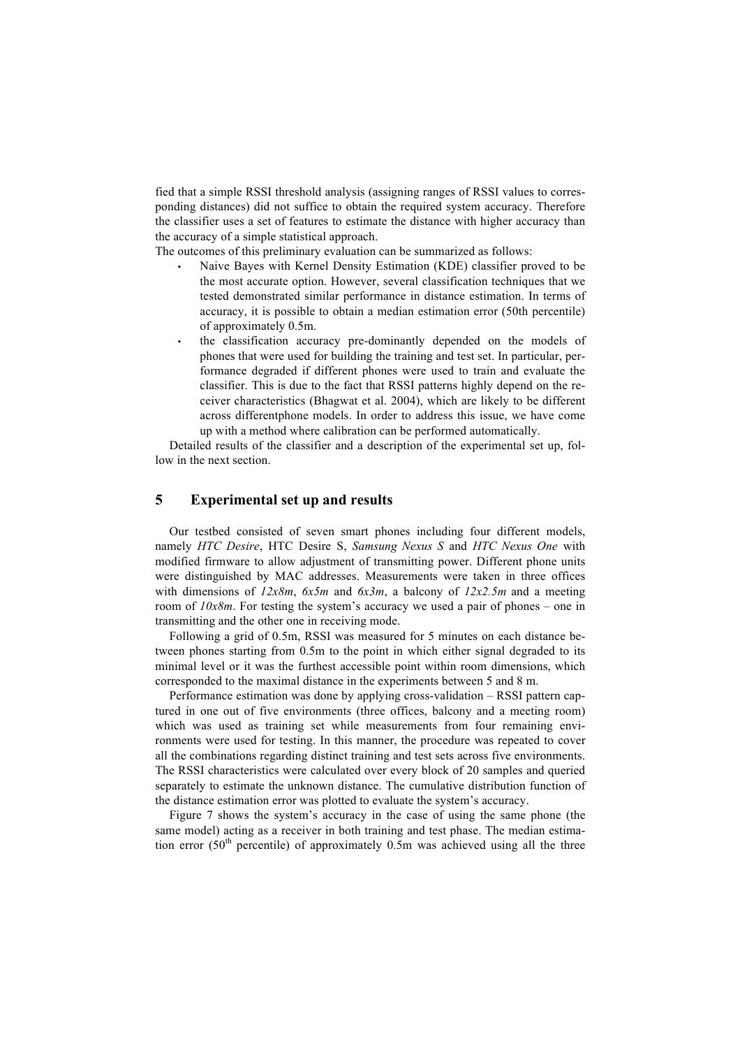fied that a simple RSSI threshold analysis (assigning ranges of RSSI values to corresponding distances) did not suffice to obtain the required system accuracy. Therefore the classifier uses a set of features to estimate the distance with higher accuracy than the accuracy of a simple statistical approach.

The outcomes of this preliminary evaluation can be summarized as follows:

- Naive Bayes with Kernel Density Estimation (KDE) classifier proved to be the most accurate option. However, several classification techniques that we tested demonstrated similar performance in distance estimation. In terms of accuracy, it is possible to obtain a median estimation error (50th percentile) of approximately 0.5m.
- the classification accuracy pre-dominantly depended on the models of phones that were used for building the training and test set. In particular, performance degraded if different phones were used to train and evaluate the classifier. This is due to the fact that RSSI patterns highly depend on the receiver characteristics (Bhagwat et al. 2004), which are likely to be different across differentphone models. In order to address this issue, we have come up with a method where calibration can be performed automatically.

Detailed results of the classifier and a description of the experimental set up, follow in the next section.

## 5 Experimental set up and results

Our testbed consisted of seven smart phones including four different models, namely *HTC Desire*, HTC Desire S, *Samsung Nexus S* and *HTC Nexus One* with modified firmware to allow adjustment of transmitting power. Different phone units were distinguished by MAC addresses. Measurements were taken in three offices with dimensions of *12x8m*, *6x5m* and *6x3m*, a balcony of *12x2.5m* and a meeting room of *10x8m*. For testing the system's accuracy we used a pair of phones – one in transmitting and the other one in receiving mode.

Following a grid of 0.5m, RSSI was measured for 5 minutes on each distance between phones starting from 0.5m to the point in which either signal degraded to its minimal level or it was the furthest accessible point within room dimensions, which corresponded to the maximal distance in the experiments between 5 and 8 m.

Performance estimation was done by applying cross-validation – RSSI pattern captured in one out of five environments (three offices, balcony and a meeting room) which was used as training set while measurements from four remaining environments were used for testing. In this manner, the procedure was repeated to cover all the combinations regarding distinct training and test sets across five environments. The RSSI characteristics were calculated over every block of 20 samples and queried separately to estimate the unknown distance. The cumulative distribution function of the distance estimation error was plotted to evaluate the system's accuracy.

Figure 7 shows the system's accuracy in the case of using the same phone (the same model) acting as a receiver in both training and test phase. The median estimation error ($50^{th}$ percentile) of approximately 0.5m was achieved using all the three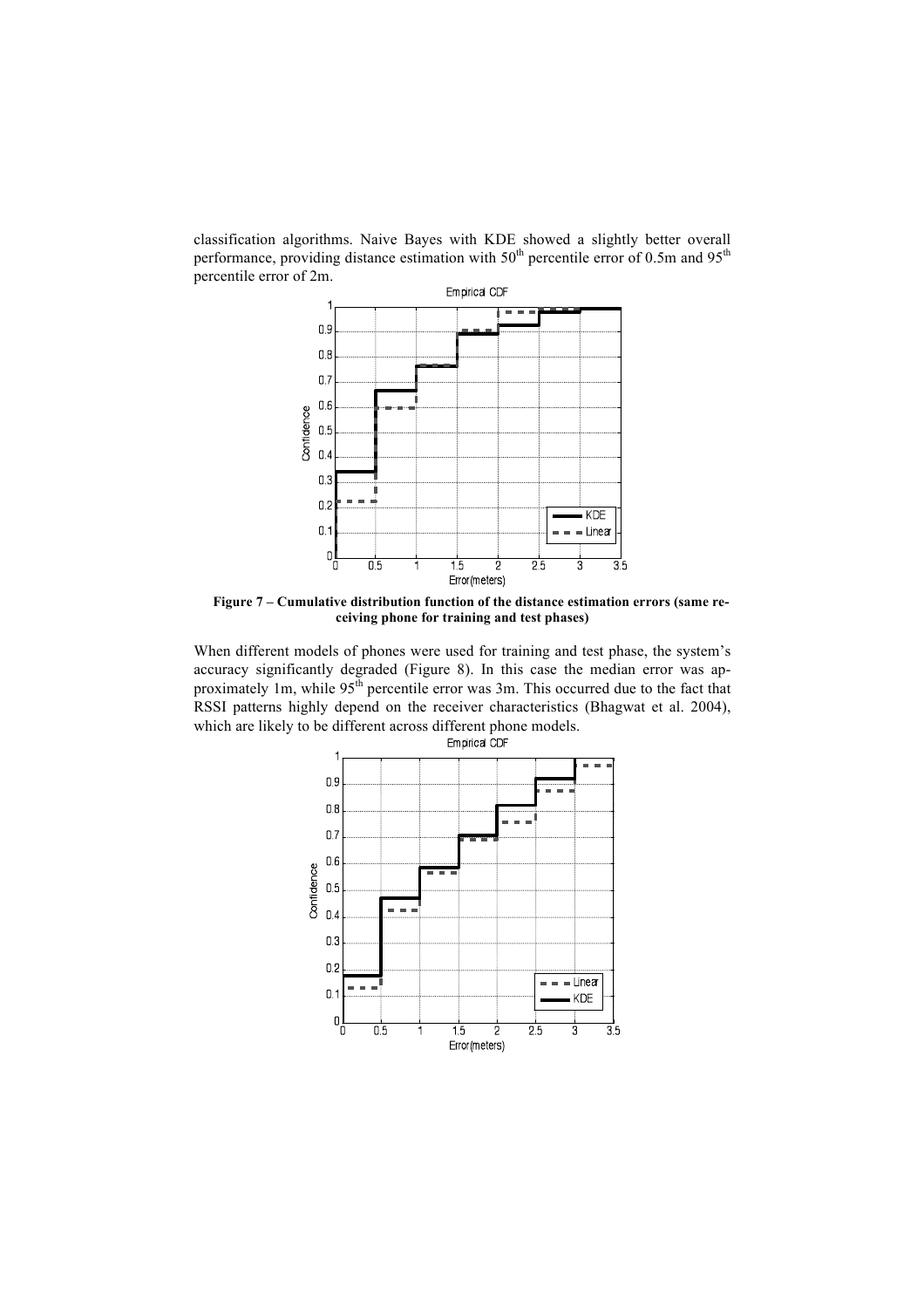classification algorithms. Naive Bayes with KDE showed a slightly better overall performance, providing distance estimation with 50[th] percentile error of 0.5m and 95[th] percentile error of 2m.

**Figure 7 – Cumulative distribution function of the distance estimation errors (same receiving phone for training and test phases)**

When different models of phones were used for training and test phase, the system's accuracy significantly degraded (Figure 8). In this case the median error was approximately 1m, while 95[th] percentile error was 3m. This occurred due to the fact that RSSI patterns highly depend on the receiver characteristics (Bhagwat et al. 2004), which are likely to be different across different phone models.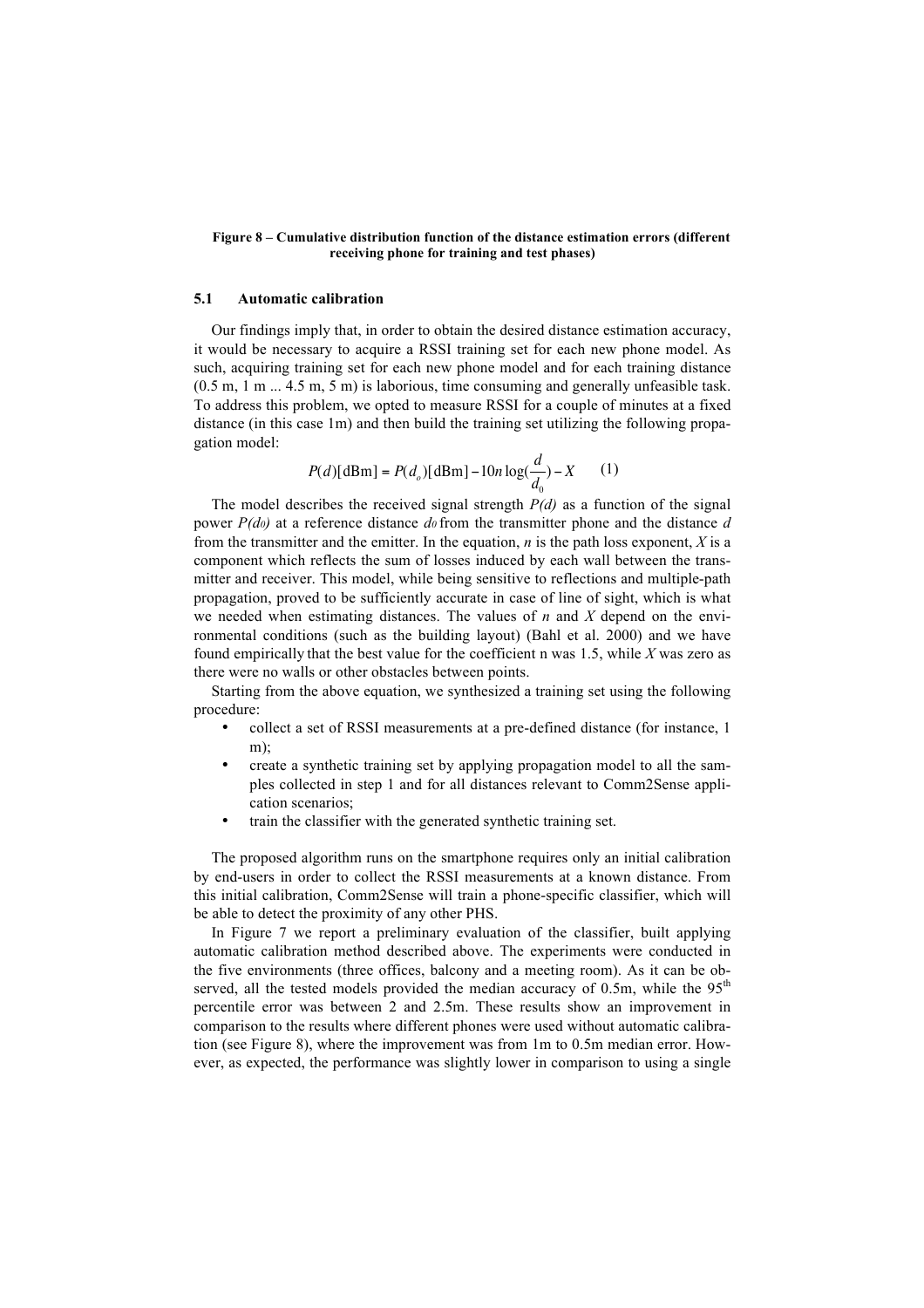**Figure 8 – Cumulative distribution function of the distance estimation errors (different receiving phone for training and test phases)**

### 5.1 Automatic calibration

Our findings imply that, in order to obtain the desired distance estimation accuracy, it would be necessary to acquire a RSSI training set for each new phone model. As such, acquiring training set for each new phone model and for each training distance (0.5 m, 1 m ... 4.5 m, 5 m) is laborious, time consuming and generally unfeasible task. To address this problem, we opted to measure RSSI for a couple of minutes at a fixed distance (in this case 1m) and then build the training set utilizing the following propagation model:

$$P(d)[\mathrm{dBm}] = P(d_o)[\mathrm{dBm}] - 10n\log(\frac{d}{d_0}) - X \qquad (1)$$

The model describes the received signal strength $P(d)$ as a function of the signal power $P(d_0)$ at a reference distance $d_0$ from the transmitter phone and the distance $d$ from the transmitter and the emitter. In the equation, $n$ is the path loss exponent, $X$ is a component which reflects the sum of losses induced by each wall between the transmitter and receiver. This model, while being sensitive to reflections and multiple-path propagation, proved to be sufficiently accurate in case of line of sight, which is what we needed when estimating distances. The values of $n$ and $X$ depend on the environmental conditions (such as the building layout) (Bahl et al. 2000) and we have found empirically that the best value for the coefficient n was 1.5, while $X$ was zero as there were no walls or other obstacles between points.

Starting from the above equation, we synthesized a training set using the following procedure:

- collect a set of RSSI measurements at a pre-defined distance (for instance, 1 m);
- create a synthetic training set by applying propagation model to all the samples collected in step 1 and for all distances relevant to Comm2Sense application scenarios;
- train the classifier with the generated synthetic training set.

The proposed algorithm runs on the smartphone requires only an initial calibration by end-users in order to collect the RSSI measurements at a known distance. From this initial calibration, Comm2Sense will train a phone-specific classifier, which will be able to detect the proximity of any other PHS.

In Figure 7 we report a preliminary evaluation of the classifier, built applying automatic calibration method described above. The experiments were conducted in the five environments (three offices, balcony and a meeting room). As it can be observed, all the tested models provided the median accuracy of 0.5m, while the 95th percentile error was between 2 and 2.5m. These results show an improvement in comparison to the results where different phones were used without automatic calibration (see Figure 8), where the improvement was from 1m to 0.5m median error. However, as expected, the performance was slightly lower in comparison to using a single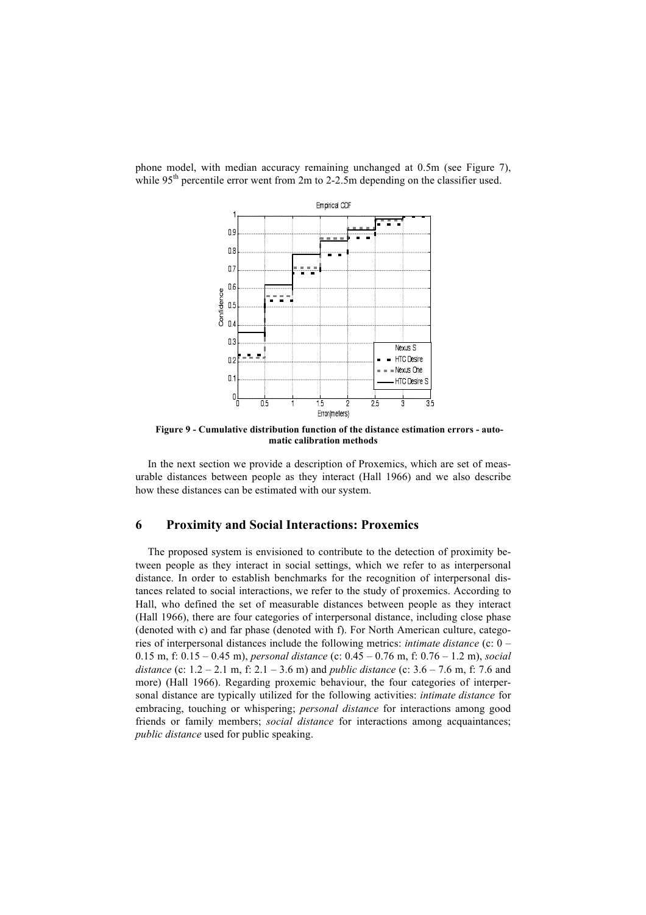phone model, with median accuracy remaining unchanged at 0.5m (see Figure 7), while 95$^{th}$ percentile error went from 2m to 2-2.5m depending on the classifier used.

**Figure 9 - Cumulative distribution function of the distance estimation errors - automatic calibration methods**

In the next section we provide a description of Proxemics, which are set of measurable distances between people as they interact (Hall 1966) and we also describe how these distances can be estimated with our system.

## 6 Proximity and Social Interactions: Proxemics

The proposed system is envisioned to contribute to the detection of proximity between people as they interact in social settings, which we refer to as interpersonal distance. In order to establish benchmarks for the recognition of interpersonal distances related to social interactions, we refer to the study of proxemics. According to Hall, who defined the set of measurable distances between people as they interact (Hall 1966), there are four categories of interpersonal distance, including close phase (denoted with c) and far phase (denoted with f). For North American culture, categories of interpersonal distances include the following metrics: *intimate distance* (c: 0 – 0.15 m, f: 0.15 – 0.45 m), *personal distance* (c: 0.45 – 0.76 m, f: 0.76 – 1.2 m), *social distance* (c: 1.2 – 2.1 m, f: 2.1 – 3.6 m) and *public distance* (c: 3.6 – 7.6 m, f: 7.6 and more) (Hall 1966). Regarding proxemic behaviour, the four categories of interpersonal distance are typically utilized for the following activities: *intimate distance* for embracing, touching or whispering; *personal distance* for interactions among good friends or family members; *social distance* for interactions among acquaintances; *public distance* used for public speaking.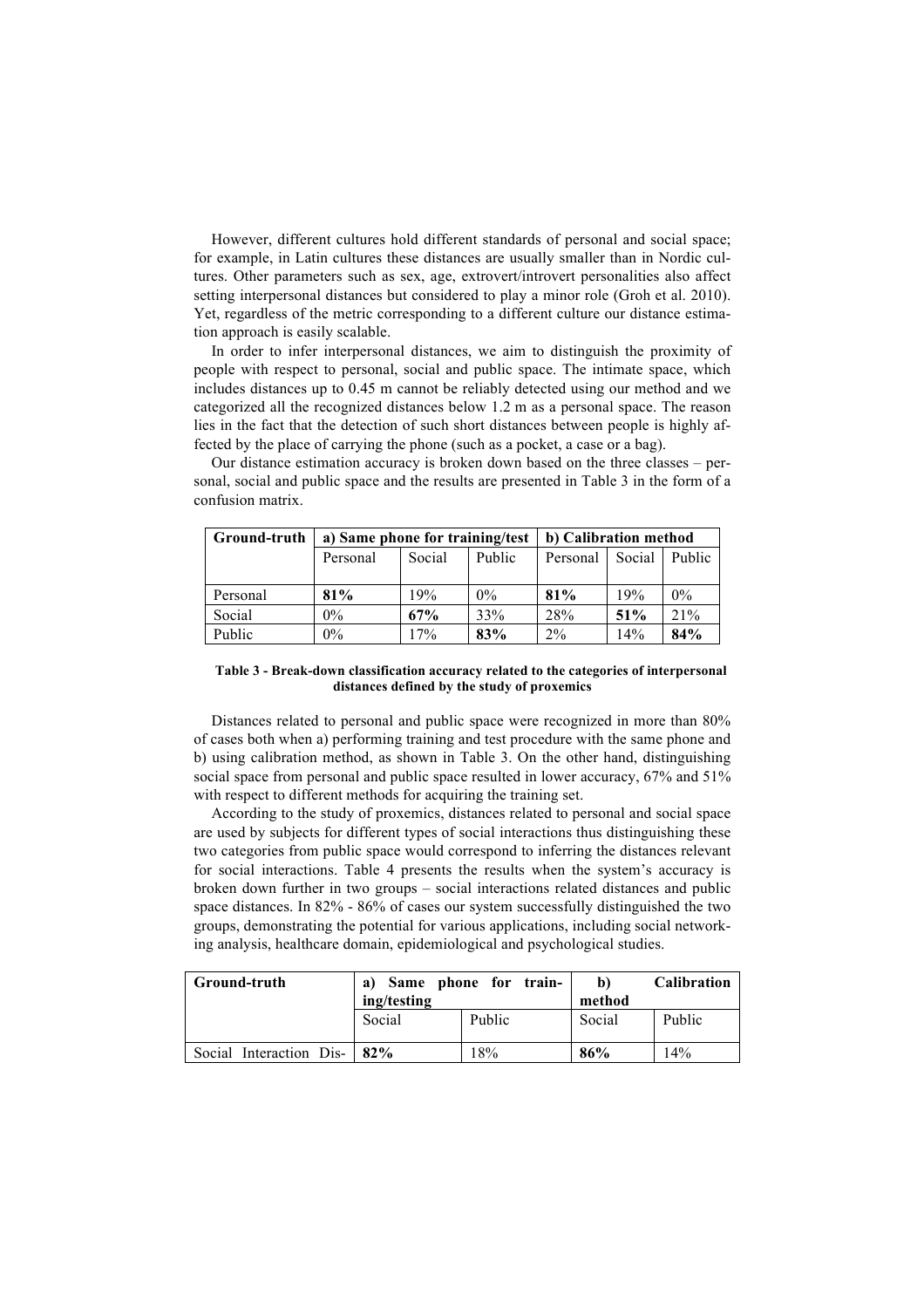However, different cultures hold different standards of personal and social space; for example, in Latin cultures these distances are usually smaller than in Nordic cultures. Other parameters such as sex, age, extrovert/introvert personalities also affect setting interpersonal distances but considered to play a minor role (Groh et al. 2010). Yet, regardless of the metric corresponding to a different culture our distance estimation approach is easily scalable.

In order to infer interpersonal distances, we aim to distinguish the proximity of people with respect to personal, social and public space. The intimate space, which includes distances up to 0.45 m cannot be reliably detected using our method and we categorized all the recognized distances below 1.2 m as a personal space. The reason lies in the fact that the detection of such short distances between people is highly affected by the place of carrying the phone (such as a pocket, a case or a bag).

Our distance estimation accuracy is broken down based on the three classes – personal, social and public space and the results are presented in Table 3 in the form of a confusion matrix.

| **Ground-truth** | **a) Same phone for training/test** | | | **b) Calibration method** | | |
|---|---|---|---|---|---|---|
| | Personal | Social | Public | Personal | Social | Public |
| Personal | **81%** | 19% | 0% | **81%** | 19% | 0% |
| Social | 0% | **67%** | 33% | 28% | **51%** | 21% |
| Public | 0% | 17% | **83%** | 2% | 14% | **84%** |

**Table 3 - Break-down classification accuracy related to the categories of interpersonal distances defined by the study of proxemics**

Distances related to personal and public space were recognized in more than 80% of cases both when a) performing training and test procedure with the same phone and b) using calibration method, as shown in Table 3. On the other hand, distinguishing social space from personal and public space resulted in lower accuracy, 67% and 51% with respect to different methods for acquiring the training set.

According to the study of proxemics, distances related to personal and social space are used by subjects for different types of social interactions thus distinguishing these two categories from public space would correspond to inferring the distances relevant for social interactions. Table 4 presents the results when the system's accuracy is broken down further in two groups – social interactions related distances and public space distances. In 82% - 86% of cases our system successfully distinguished the two groups, demonstrating the potential for various applications, including social networking analysis, healthcare domain, epidemiological and psychological studies.

| **Ground-truth** | **a) Same phone for training/testing** | | **b) Calibration method** | |
|---|---|---|---|---|
| | Social | Public | Social | Public |
| Social Interaction Dis- | **82%** | 18% | **86%** | 14% |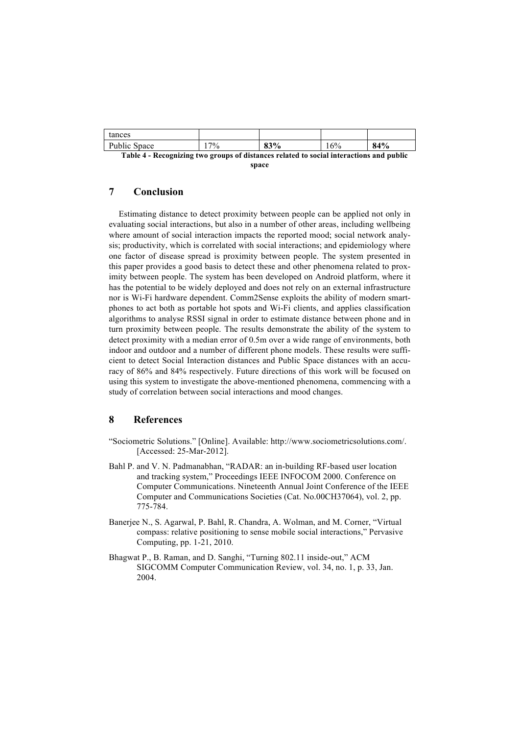| tances | | | | |
| --- | --- | --- | --- | --- |
| Public Space | 17% | **83%** | 16% | **84%** |

**Table 4 - Recognizing two groups of distances related to social interactions and public space**

## 7 Conclusion

Estimating distance to detect proximity between people can be applied not only in evaluating social interactions, but also in a number of other areas, including wellbeing where amount of social interaction impacts the reported mood; social network analysis; productivity, which is correlated with social interactions; and epidemiology where one factor of disease spread is proximity between people. The system presented in this paper provides a good basis to detect these and other phenomena related to proximity between people. The system has been developed on Android platform, where it has the potential to be widely deployed and does not rely on an external infrastructure nor is Wi-Fi hardware dependent. Comm2Sense exploits the ability of modern smartphones to act both as portable hot spots and Wi-Fi clients, and applies classification algorithms to analyse RSSI signal in order to estimate distance between phone and in turn proximity between people. The results demonstrate the ability of the system to detect proximity with a median error of 0.5m over a wide range of environments, both indoor and outdoor and a number of different phone models. These results were sufficient to detect Social Interaction distances and Public Space distances with an accuracy of 86% and 84% respectively. Future directions of this work will be focused on using this system to investigate the above-mentioned phenomena, commencing with a study of correlation between social interactions and mood changes.

## 8 References

"Sociometric Solutions." [Online]. Available: http://www.sociometricsolutions.com/. [Accessed: 25-Mar-2012].

Bahl P. and V. N. Padmanabhan, "RADAR: an in-building RF-based user location and tracking system," Proceedings IEEE INFOCOM 2000. Conference on Computer Communications. Nineteenth Annual Joint Conference of the IEEE Computer and Communications Societies (Cat. No.00CH37064), vol. 2, pp. 775-784.

Banerjee N., S. Agarwal, P. Bahl, R. Chandra, A. Wolman, and M. Corner, "Virtual compass: relative positioning to sense mobile social interactions," Pervasive Computing, pp. 1-21, 2010.

Bhagwat P., B. Raman, and D. Sanghi, "Turning 802.11 inside-out," ACM SIGCOMM Computer Communication Review, vol. 34, no. 1, p. 33, Jan. 2004.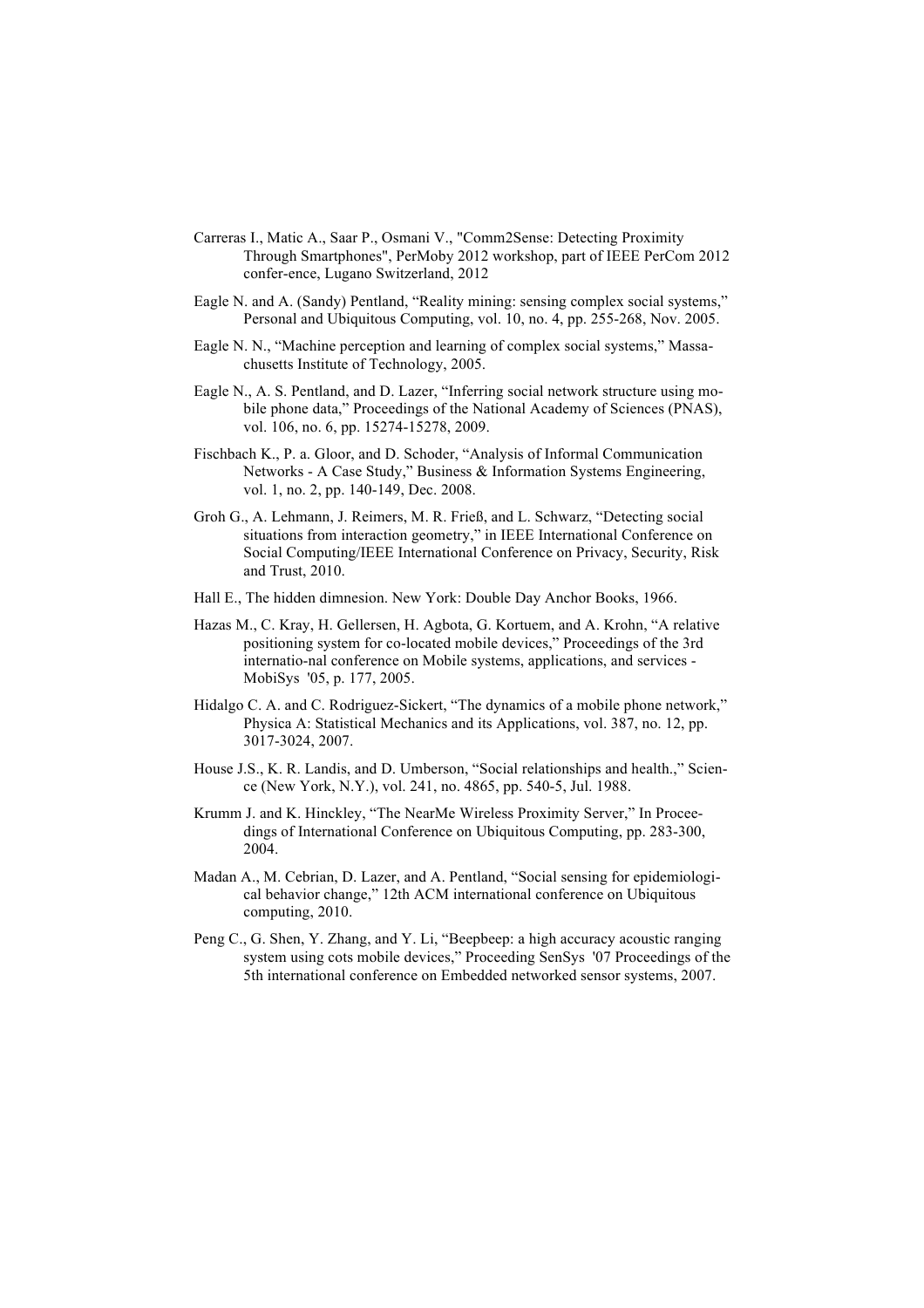Carreras I., Matic A., Saar P., Osmani V., "Comm2Sense: Detecting Proximity Through Smartphones", PerMoby 2012 workshop, part of IEEE PerCom 2012 confer-ence, Lugano Switzerland, 2012

Eagle N. and A. (Sandy) Pentland, "Reality mining: sensing complex social systems," Personal and Ubiquitous Computing, vol. 10, no. 4, pp. 255-268, Nov. 2005.

Eagle N. N., "Machine perception and learning of complex social systems," Massa-chusetts Institute of Technology, 2005.

Eagle N., A. S. Pentland, and D. Lazer, "Inferring social network structure using mo-bile phone data," Proceedings of the National Academy of Sciences (PNAS), vol. 106, no. 6, pp. 15274-15278, 2009.

Fischbach K., P. a. Gloor, and D. Schoder, "Analysis of Informal Communication Networks - A Case Study," Business & Information Systems Engineering, vol. 1, no. 2, pp. 140-149, Dec. 2008.

Groh G., A. Lehmann, J. Reimers, M. R. Frieß, and L. Schwarz, "Detecting social situations from interaction geometry," in IEEE International Conference on Social Computing/IEEE International Conference on Privacy, Security, Risk and Trust, 2010.

Hall E., The hidden dimnesion. New York: Double Day Anchor Books, 1966.

Hazas M., C. Kray, H. Gellersen, H. Agbota, G. Kortuem, and A. Krohn, "A relative positioning system for co-located mobile devices," Proceedings of the 3rd internatio-nal conference on Mobile systems, applications, and services - MobiSys '05, p. 177, 2005.

Hidalgo C. A. and C. Rodriguez-Sickert, "The dynamics of a mobile phone network," Physica A: Statistical Mechanics and its Applications, vol. 387, no. 12, pp. 3017-3024, 2007.

House J.S., K. R. Landis, and D. Umberson, "Social relationships and health.," Scien-ce (New York, N.Y.), vol. 241, no. 4865, pp. 540-5, Jul. 1988.

Krumm J. and K. Hinckley, "The NearMe Wireless Proximity Server," In Procee-dings of International Conference on Ubiquitous Computing, pp. 283-300, 2004.

Madan A., M. Cebrian, D. Lazer, and A. Pentland, "Social sensing for epidemiologi-cal behavior change," 12th ACM international conference on Ubiquitous computing, 2010.

Peng C., G. Shen, Y. Zhang, and Y. Li, "Beepbeep: a high accuracy acoustic ranging system using cots mobile devices," Proceeding SenSys '07 Proceedings of the 5th international conference on Embedded networked sensor systems, 2007.